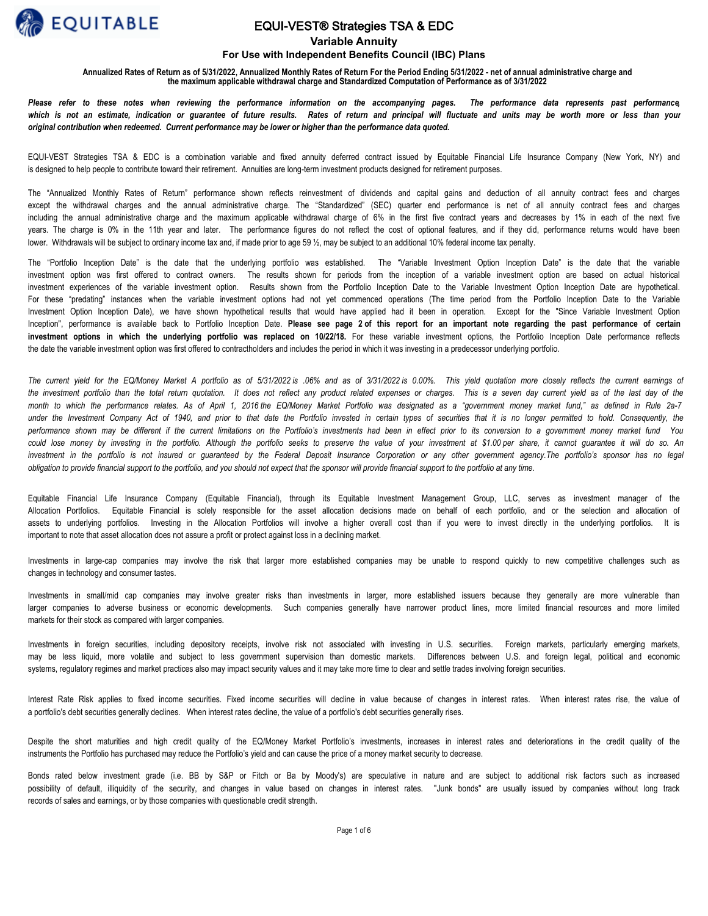# EQUI-VEST® Strategies TSA & EDC

## Variable Annuity

### For Use with Independent Benefits Council (IBC) Plans

**Annualized Rates of Return as of 5/31/2022, Annualized Monthly Rates of Return For the Period Ending 5/31/2022 - net of annual administrative charge and the maximum applicable withdrawal charge and Standardized Computation of Performance as of 3/31/2022**

***Please refer to these notes when reviewing the performance information on the accompanying pages. The performance data represents past performance, which is not an estimate, indication or guarantee of future results. Rates of return and principal will fluctuate and units may be worth more or less than your original contribution when redeemed. Current performance may be lower or higher than the performance data quoted.***

EQUI-VEST Strategies TSA & EDC is a combination variable and fixed annuity deferred contract issued by Equitable Financial Life Insurance Company (New York, NY) and is designed to help people to contribute toward their retirement. Annuities are long-term investment products designed for retirement purposes.

The "Annualized Monthly Rates of Return" performance shown reflects reinvestment of dividends and capital gains and deduction of all annuity contract fees and charges except the withdrawal charges and the annual administrative charge. The "Standardized" (SEC) quarter end performance is net of all annuity contract fees and charges including the annual administrative charge and the maximum applicable withdrawal charge of 6% in the first five contract years and decreases by 1% in each of the next five years. The charge is 0% in the 11th year and later. The performance figures do not reflect the cost of optional features, and if they did, performance returns would have been lower. Withdrawals will be subject to ordinary income tax and, if made prior to age 59 ½, may be subject to an additional 10% federal income tax penalty.

The "Portfolio Inception Date" is the date that the underlying portfolio was established. The "Variable Investment Option Inception Date" is the date that the variable investment option was first offered to contract owners. The results shown for periods from the inception of a variable investment option are based on actual historical investment experiences of the variable investment option. Results shown from the Portfolio Inception Date to the Variable Investment Option Inception Date are hypothetical. For these "predating" instances when the variable investment options had not yet commenced operations (The time period from the Portfolio Inception Date to the Variable Investment Option Inception Date), we have shown hypothetical results that would have applied had it been in operation. Except for the "Since Variable Investment Option Inception", performance is available back to Portfolio Inception Date. **Please see page 2 of this report for an important note regarding the past performance of certain investment options in which the underlying portfolio was replaced on 10/22/18.** For these variable investment options, the Portfolio Inception Date performance reflects the date the variable investment option was first offered to contractholders and includes the period in which it was investing in a predecessor underlying portfolio.

*The current yield for the EQ/Money Market A portfolio as of 5/31/2022 is .06% and as of 3/31/2022 is 0.00%. This yield quotation more closely reflects the current earnings of the investment portfolio than the total return quotation. It does not reflect any product related expenses or charges. This is a seven day current yield as of the last day of the month to which the performance relates. As of April 1, 2016 the EQ/Money Market Portfolio was designated as a "government money market fund," as defined in Rule 2a-7 under the Investment Company Act of 1940, and prior to that date the Portfolio invested in certain types of securities that it is no longer permitted to hold. Consequently, the performance shown may be different if the current limitations on the Portfolio's investments had been in effect prior to its conversion to a government money market fund You could lose money by investing in the portfolio. Although the portfolio seeks to preserve the value of your investment at $1.00 per share, it cannot guarantee it will do so. An investment in the portfolio is not insured or guaranteed by the Federal Deposit Insurance Corporation or any other government agency.The portfolio's sponsor has no legal obligation to provide financial support to the portfolio, and you should not expect that the sponsor will provide financial support to the portfolio at any time.*

Equitable Financial Life Insurance Company (Equitable Financial), through its Equitable Investment Management Group, LLC, serves as investment manager of the Allocation Portfolios. Equitable Financial is solely responsible for the asset allocation decisions made on behalf of each portfolio, and or the selection and allocation of assets to underlying portfolios. Investing in the Allocation Portfolios will involve a higher overall cost than if you were to invest directly in the underlying portfolios. It is important to note that asset allocation does not assure a profit or protect against loss in a declining market.

Investments in large-cap companies may involve the risk that larger more established companies may be unable to respond quickly to new competitive challenges such as changes in technology and consumer tastes.

Investments in small/mid cap companies may involve greater risks than investments in larger, more established issuers because they generally are more vulnerable than larger companies to adverse business or economic developments. Such companies generally have narrower product lines, more limited financial resources and more limited markets for their stock as compared with larger companies.

Investments in foreign securities, including depository receipts, involve risk not associated with investing in U.S. securities. Foreign markets, particularly emerging markets, may be less liquid, more volatile and subject to less government supervision than domestic markets. Differences between U.S. and foreign legal, political and economic systems, regulatory regimes and market practices also may impact security values and it may take more time to clear and settle trades involving foreign securities.

Interest Rate Risk applies to fixed income securities. Fixed income securities will decline in value because of changes in interest rates. When interest rates rise, the value of a portfolio's debt securities generally declines. When interest rates decline, the value of a portfolio's debt securities generally rises.

Despite the short maturities and high credit quality of the EQ/Money Market Portfolio's investments, increases in interest rates and deteriorations in the credit quality of the instruments the Portfolio has purchased may reduce the Portfolio's yield and can cause the price of a money market security to decrease.

Bonds rated below investment grade (i.e. BB by S&P or Fitch or Ba by Moody's) are speculative in nature and are subject to additional risk factors such as increased possibility of default, illiquidity of the security, and changes in value based on changes in interest rates. "Junk bonds" are usually issued by companies without long track records of sales and earnings, or by those companies with questionable credit strength.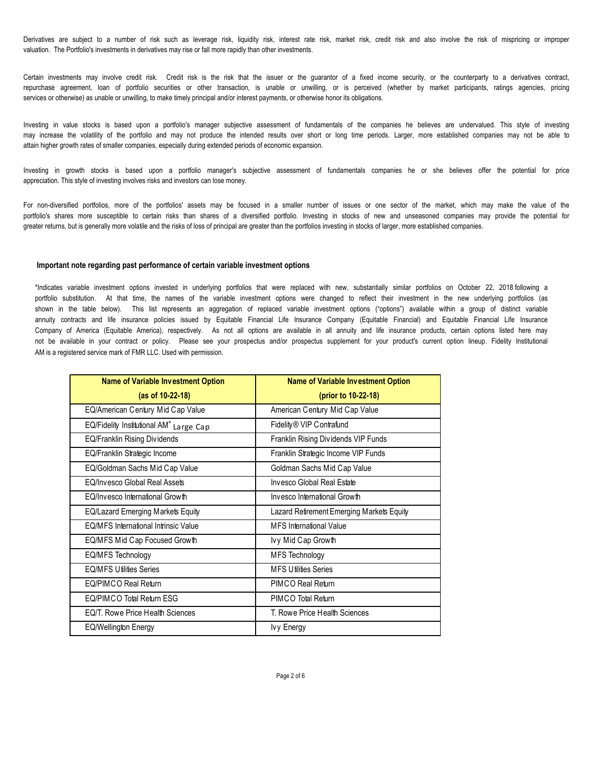Derivatives are subject to a number of risk such as leverage risk, liquidity risk, interest rate risk, market risk, credit risk and also involve the risk of mispricing or improper valuation. The Portfolio's investments in derivatives may rise or fall more rapidly than other investments.

Certain investments may involve credit risk. Credit risk is the risk that the issuer or the guarantor of a fixed income security, or the counterparty to a derivatives contract, repurchase agreement, loan of portfolio securities or other transaction, is unable or unwilling, or is perceived (whether by market participants, ratings agencies, pricing services or otherwise) as unable or unwilling, to make timely principal and/or interest payments, or otherwise honor its obligations.

Investing in value stocks is based upon a portfolio's manager subjective assessment of fundamentals of the companies he believes are undervalued. This style of investing may increase the volatility of the portfolio and may not produce the intended results over short or long time periods. Larger, more established companies may not be able to attain higher growth rates of smaller companies, especially during extended periods of economic expansion.

Investing in growth stocks is based upon a portfolio manager's subjective assessment of fundamentals companies he or she believes offer the potential for price appreciation. This style of investing involves risks and investors can lose money.

For non-diversified portfolios, more of the portfolios' assets may be focused in a smaller number of issues or one sector of the market, which may make the value of the portfolio's shares more susceptible to certain risks than shares of a diversified portfolio. Investing in stocks of new and unseasoned companies may provide the potential for greater returns, but is generally more volatile and the risks of loss of principal are greater than the portfolios investing in stocks of larger, more established companies.

**Important note regarding past performance of certain variable investment options**

*Indicates variable investment options invested in underlying portfolios that were replaced with new, substantially similar portfolios on October 22, 2018 following a portfolio substitution. At that time, the names of the variable investment options were changed to reflect their investment in the new underlying portfolios (as shown in the table below). This list represents an aggregation of replaced variable investment options ("options") available within a group of distinct variable annuity contracts and life insurance policies issued by Equitable Financial Life Insurance Company (Equitable Financial) and Equitable Financial Life Insurance Company of America (Equitable America), respectively. As not all options are available in all annuity and life insurance products, certain options listed here may not be available in your contract or policy. Please see your prospectus and/or prospectus supplement for your product's current option lineup. Fidelity Institutional AM is a registered service mark of FMR LLC. Used with permission.

| Name of Variable Investment Option (as of 10-22-18) | Name of Variable Investment Option (prior to 10-22-18) |
|---|---|
| EQ/American Century Mid Cap Value | American Century Mid Cap Value |
| EQ/Fidelity Institutional AM® Large Cap | Fidelity® VIP Contrafund |
| EQ/Franklin Rising Dividends | Franklin Rising Dividends VIP Funds |
| EQ/Franklin Strategic Income | Franklin Strategic Income VIP Funds |
| EQ/Goldman Sachs Mid Cap Value | Goldman Sachs Mid Cap Value |
| EQ/Invesco Global Real Assets | Invesco Global Real Estate |
| EQ/Invesco International Growth | Invesco International Growth |
| EQ/Lazard Emerging Markets Equity | Lazard Retirement Emerging Markets Equity |
| EQ/MFS International Intrinsic Value | MFS International Value |
| EQ/MFS Mid Cap Focused Growth | Ivy Mid Cap Growth |
| EQ/MFS Technology | MFS Technology |
| EQ/MFS Utilities Series | MFS Utilities Series |
| EQ/PIMCO Real Return | PIMCO Real Return |
| EQ/PIMCO Total Return ESG | PIMCO Total Return |
| EQ/T. Rowe Price Health Sciences | T. Rowe Price Health Sciences |
| EQ/Wellington Energy | Ivy Energy |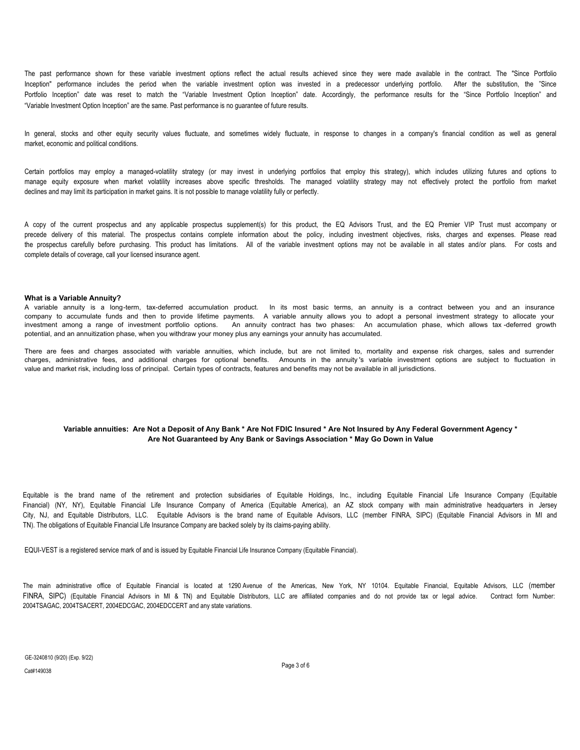The past performance shown for these variable investment options reflect the actual results achieved since they were made available in the contract. The "Since Portfolio Inception" performance includes the period when the variable investment option was invested in a predecessor underlying portfolio. After the substitution, the "Since Portfolio Inception" date was reset to match the "Variable Investment Option Inception" date. Accordingly, the performance results for the "Since Portfolio Inception" and "Variable Investment Option Inception" are the same. Past performance is no guarantee of future results.

In general, stocks and other equity security values fluctuate, and sometimes widely fluctuate, in response to changes in a company's financial condition as well as general market, economic and political conditions.

Certain portfolios may employ a managed-volatility strategy (or may invest in underlying portfolios that employ this strategy), which includes utilizing futures and options to manage equity exposure when market volatility increases above specific thresholds. The managed volatility strategy may not effectively protect the portfolio from market declines and may limit its participation in market gains. It is not possible to manage volatility fully or perfectly.

A copy of the current prospectus and any applicable prospectus supplement(s) for this product, the EQ Advisors Trust, and the EQ Premier VIP Trust must accompany or precede delivery of this material. The prospectus contains complete information about the policy, including investment objectives, risks, charges and expenses. Please read the prospectus carefully before purchasing. This product has limitations. All of the variable investment options may not be available in all states and/or plans. For costs and complete details of coverage, call your licensed insurance agent.

**What is a Variable Annuity?**
A variable annuity is a long-term, tax-deferred accumulation product. In its most basic terms, an annuity is a contract between you and an insurance company to accumulate funds and then to provide lifetime payments. A variable annuity allows you to adopt a personal investment strategy to allocate your investment among a range of investment portfolio options. An annuity contract has two phases: An accumulation phase, which allows tax-deferred growth potential, and an annuitization phase, when you withdraw your money plus any earnings your annuity has accumulated.

There are fees and charges associated with variable annuities, which include, but are not limited to, mortality and expense risk charges, sales and surrender charges, administrative fees, and additional charges for optional benefits. Amounts in the annuity's variable investment options are subject to fluctuation in value and market risk, including loss of principal. Certain types of contracts, features and benefits may not be available in all jurisdictions.

**Variable annuities: Are Not a Deposit of Any Bank * Are Not FDIC Insured * Are Not Insured by Any Federal Government Agency * Are Not Guaranteed by Any Bank or Savings Association * May Go Down in Value**

Equitable is the brand name of the retirement and protection subsidiaries of Equitable Holdings, Inc., including Equitable Financial Life Insurance Company (Equitable Financial) (NY, NY), Equitable Financial Life Insurance Company of America (Equitable America), an AZ stock company with main administrative headquarters in Jersey City, NJ, and Equitable Distributors, LLC. Equitable Advisors is the brand name of Equitable Advisors, LLC (member FINRA, SIPC) (Equitable Financial Advisors in MI and TN). The obligations of Equitable Financial Life Insurance Company are backed solely by its claims-paying ability.

EQUI-VEST is a registered service mark of and is issued by Equitable Financial Life Insurance Company (Equitable Financial).

The main administrative office of Equitable Financial is located at 1290 Avenue of the Americas, New York, NY 10104. Equitable Financial, Equitable Advisors, LLC (member FINRA, SIPC) (Equitable Financial Advisors in MI & TN) and Equitable Distributors, LLC are affiliated companies and do not provide tax or legal advice. Contract form Number: 2004TSAGAC, 2004TSACERT, 2004EDCGAC, 2004EDCCERT and any state variations.

GE-3240810 (9/20) (Exp. 9/22)

Cat#149038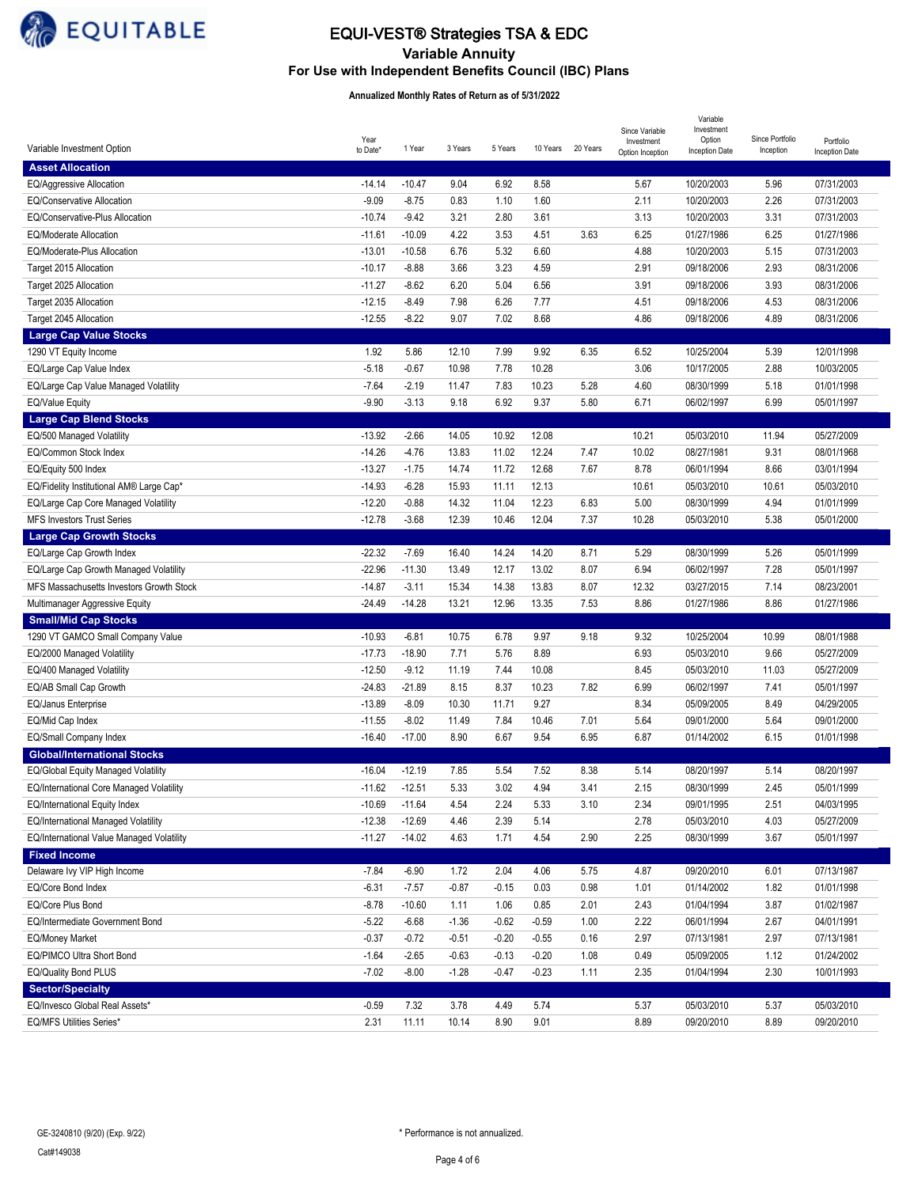# EQUI-VEST® Strategies TSA & EDC

## Variable Annuity

### For Use with Independent Benefits Council (IBC) Plans

**Annualized Monthly Rates of Return as of 5/31/2022**

| Variable Investment Option | Year to Date* | 1 Year | 3 Years | 5 Years | 10 Years | 20 Years | Since Variable Investment Option Inception | Variable Investment Option Inception Date | Since Portfolio Inception | Portfolio Inception Date |
|---|---|---|---|---|---|---|---|---|---|---|
| **Asset Allocation** | | | | | | | | | | |
| EQ/Aggressive Allocation | -14.14 | -10.47 | 9.04 | 6.92 | 8.58 | | 5.67 | 10/20/2003 | 5.96 | 07/31/2003 |
| EQ/Conservative Allocation | -9.09 | -8.75 | 0.83 | 1.10 | 1.60 | | 2.11 | 10/20/2003 | 2.26 | 07/31/2003 |
| EQ/Conservative-Plus Allocation | -10.74 | -9.42 | 3.21 | 2.80 | 3.61 | | 3.13 | 10/20/2003 | 3.31 | 07/31/2003 |
| EQ/Moderate Allocation | -11.61 | -10.09 | 4.22 | 3.53 | 4.51 | 3.63 | 6.25 | 01/27/1986 | 6.25 | 01/27/1986 |
| EQ/Moderate-Plus Allocation | -13.01 | -10.58 | 6.76 | 5.32 | 6.60 | | 4.88 | 10/20/2003 | 5.15 | 07/31/2003 |
| Target 2015 Allocation | -10.17 | -8.88 | 3.66 | 3.23 | 4.59 | | 2.91 | 09/18/2006 | 2.93 | 08/31/2006 |
| Target 2025 Allocation | -11.27 | -8.62 | 6.20 | 5.04 | 6.56 | | 3.91 | 09/18/2006 | 3.93 | 08/31/2006 |
| Target 2035 Allocation | -12.15 | -8.49 | 7.98 | 6.26 | 7.77 | | 4.51 | 09/18/2006 | 4.53 | 08/31/2006 |
| Target 2045 Allocation | -12.55 | -8.22 | 9.07 | 7.02 | 8.68 | | 4.86 | 09/18/2006 | 4.89 | 08/31/2006 |
| **Large Cap Value Stocks** | | | | | | | | | | |
| 1290 VT Equity Income | 1.92 | 5.86 | 12.10 | 7.99 | 9.92 | 6.35 | 6.52 | 10/25/2004 | 5.39 | 12/01/1998 |
| EQ/Large Cap Value Index | -5.18 | -0.67 | 10.98 | 7.78 | 10.28 | | 3.06 | 10/17/2005 | 2.88 | 10/03/2005 |
| EQ/Large Cap Value Managed Volatility | -7.64 | -2.19 | 11.47 | 7.83 | 10.23 | 5.28 | 4.60 | 08/30/1999 | 5.18 | 01/01/1998 |
| EQ/Value Equity | -9.90 | -3.13 | 9.18 | 6.92 | 9.37 | 5.80 | 6.71 | 06/02/1997 | 6.99 | 05/01/1997 |
| **Large Cap Blend Stocks** | | | | | | | | | | |
| EQ/500 Managed Volatility | -13.92 | -2.66 | 14.05 | 10.92 | 12.08 | | 10.21 | 05/03/2010 | 11.94 | 05/27/2009 |
| EQ/Common Stock Index | -14.26 | -4.76 | 13.83 | 11.02 | 12.24 | 7.47 | 10.02 | 08/27/1981 | 9.31 | 08/01/1968 |
| EQ/Equity 500 Index | -13.27 | -1.75 | 14.74 | 11.72 | 12.68 | 7.67 | 8.78 | 06/01/1994 | 8.66 | 03/01/1994 |
| EQ/Fidelity Institutional AM® Large Cap* | -14.93 | -6.28 | 15.93 | 11.11 | 12.13 | | 10.61 | 05/03/2010 | 10.61 | 05/03/2010 |
| EQ/Large Cap Core Managed Volatility | -12.20 | -0.88 | 14.32 | 11.04 | 12.23 | 6.83 | 5.00 | 08/30/1999 | 4.94 | 01/01/1999 |
| MFS Investors Trust Series | -12.78 | -3.68 | 12.39 | 10.46 | 12.04 | 7.37 | 10.28 | 05/03/2010 | 5.38 | 05/01/2000 |
| **Large Cap Growth Stocks** | | | | | | | | | | |
| EQ/Large Cap Growth Index | -22.32 | -7.69 | 16.40 | 14.24 | 14.20 | 8.71 | 5.29 | 08/30/1999 | 5.26 | 05/01/1999 |
| EQ/Large Cap Growth Managed Volatility | -22.96 | -11.30 | 13.49 | 12.17 | 13.02 | 8.07 | 6.94 | 06/02/1997 | 7.28 | 05/01/1997 |
| MFS Massachusetts Investors Growth Stock | -14.87 | -3.11 | 15.34 | 14.38 | 13.83 | 8.07 | 12.32 | 03/27/2015 | 7.14 | 08/23/2001 |
| Multimanager Aggressive Equity | -24.49 | -14.28 | 13.21 | 12.96 | 13.35 | 7.53 | 8.86 | 01/27/1986 | 8.86 | 01/27/1986 |
| **Small/Mid Cap Stocks** | | | | | | | | | | |
| 1290 VT GAMCO Small Company Value | -10.93 | -6.81 | 10.75 | 6.78 | 9.97 | 9.18 | 9.32 | 10/25/2004 | 10.99 | 08/01/1988 |
| EQ/2000 Managed Volatility | -17.73 | -18.90 | 7.71 | 5.76 | 8.89 | | 6.93 | 05/03/2010 | 9.66 | 05/27/2009 |
| EQ/400 Managed Volatility | -12.50 | -9.12 | 11.19 | 7.44 | 10.08 | | 8.45 | 05/03/2010 | 11.03 | 05/27/2009 |
| EQ/AB Small Cap Growth | -24.83 | -21.89 | 8.15 | 8.37 | 10.23 | 7.82 | 6.99 | 06/02/1997 | 7.41 | 05/01/1997 |
| EQ/Janus Enterprise | -13.89 | -8.09 | 10.30 | 11.71 | 9.27 | | 8.34 | 05/09/2005 | 8.49 | 04/29/2005 |
| EQ/Mid Cap Index | -11.55 | -8.02 | 11.49 | 7.84 | 10.46 | 7.01 | 5.64 | 09/01/2000 | 5.64 | 09/01/2000 |
| EQ/Small Company Index | -16.40 | -17.00 | 8.90 | 6.67 | 9.54 | 6.95 | 6.87 | 01/14/2002 | 6.15 | 01/01/1998 |
| **Global/International Stocks** | | | | | | | | | | |
| EQ/Global Equity Managed Volatility | -16.04 | -12.19 | 7.85 | 5.54 | 7.52 | 8.38 | 5.14 | 08/20/1997 | 5.14 | 08/20/1997 |
| EQ/International Core Managed Volatility | -11.62 | -12.51 | 5.33 | 3.02 | 4.94 | 3.41 | 2.15 | 08/30/1999 | 2.45 | 05/01/1999 |
| EQ/International Equity Index | -10.69 | -11.64 | 4.54 | 2.24 | 5.33 | 3.10 | 2.34 | 09/01/1995 | 2.51 | 04/03/1995 |
| EQ/International Managed Volatility | -12.38 | -12.69 | 4.46 | 2.39 | 5.14 | | 2.78 | 05/03/2010 | 4.03 | 05/27/2009 |
| EQ/International Value Managed Volatility | -11.27 | -14.02 | 4.63 | 1.71 | 4.54 | 2.90 | 2.25 | 08/30/1999 | 3.67 | 05/01/1997 |
| **Fixed Income** | | | | | | | | | | |
| Delaware Ivy VIP High Income | -7.84 | -6.90 | 1.72 | 2.04 | 4.06 | 5.75 | 4.87 | 09/20/2010 | 6.01 | 07/13/1987 |
| EQ/Core Bond Index | -6.31 | -7.57 | -0.87 | -0.15 | 0.03 | 0.98 | 1.01 | 01/14/2002 | 1.82 | 01/01/1998 |
| EQ/Core Plus Bond | -8.78 | -10.60 | 1.11 | 1.06 | 0.85 | 2.01 | 2.43 | 01/04/1994 | 3.87 | 01/02/1987 |
| EQ/Intermediate Government Bond | -5.22 | -6.68 | -1.36 | -0.62 | -0.59 | 1.00 | 2.22 | 06/01/1994 | 2.67 | 04/01/1991 |
| EQ/Money Market | -0.37 | -0.72 | -0.51 | -0.20 | -0.55 | 0.16 | 2.97 | 07/13/1981 | 2.97 | 07/13/1981 |
| EQ/PIMCO Ultra Short Bond | -1.64 | -2.65 | -0.63 | -0.13 | -0.20 | 1.08 | 0.49 | 05/09/2005 | 1.12 | 01/24/2002 |
| EQ/Quality Bond PLUS | -7.02 | -8.00 | -1.28 | -0.47 | -0.23 | 1.11 | 2.35 | 01/04/1994 | 2.30 | 10/01/1993 |
| **Sector/Specialty** | | | | | | | | | | |
| EQ/Invesco Global Real Assets* | -0.59 | 7.32 | 3.78 | 4.49 | 5.74 | | 5.37 | 05/03/2010 | 5.37 | 05/03/2010 |
| EQ/MFS Utilities Series* | 2.31 | 11.11 | 10.14 | 8.90 | 9.01 | | 8.89 | 09/20/2010 | 8.89 | 09/20/2010 |

GE-3240810 (9/20) (Exp. 9/22)

Cat#149038

* Performance is not annualized.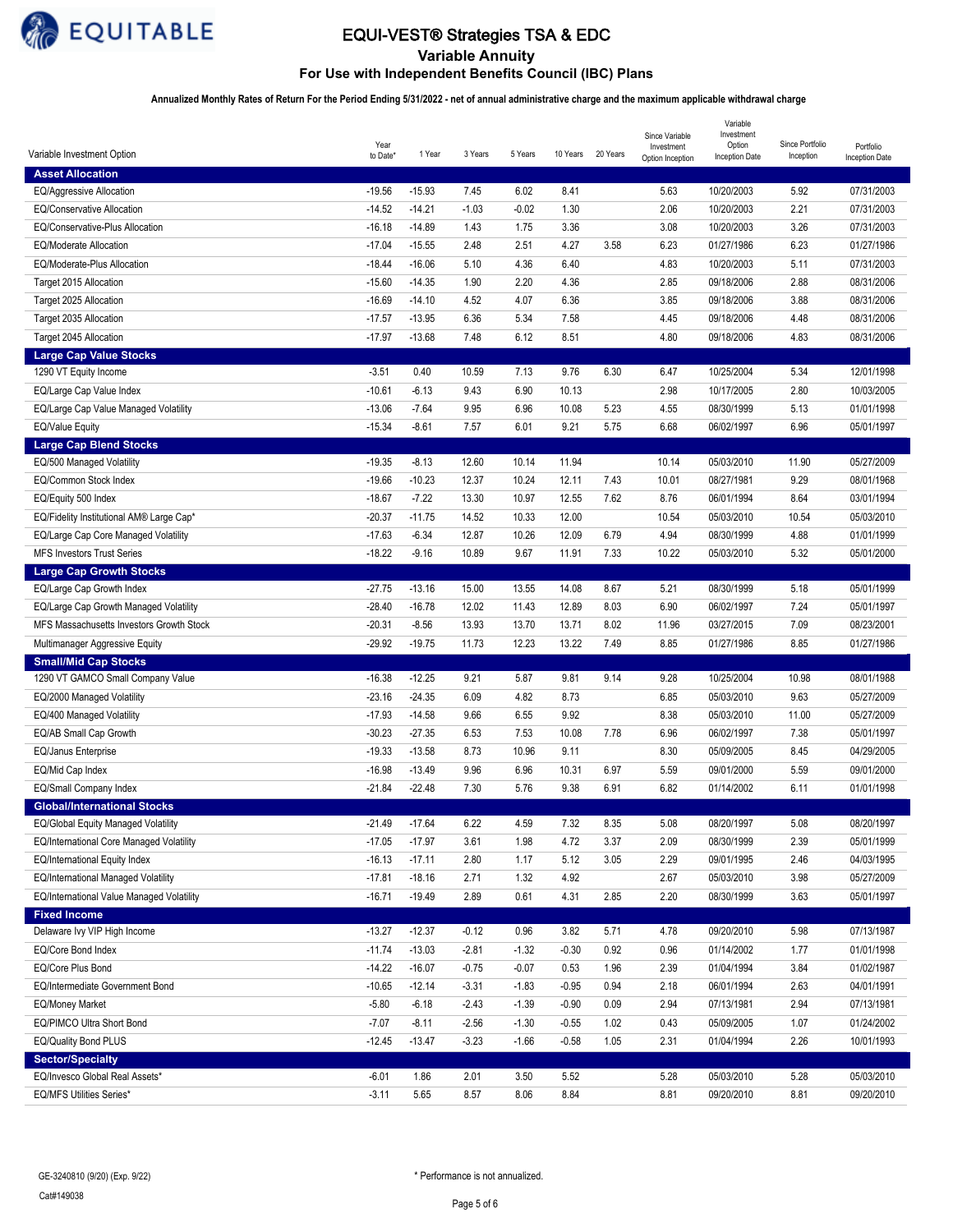# EQUI-VEST® Strategies TSA & EDC

## Variable Annuity

### For Use with Independent Benefits Council (IBC) Plans

**Annualized Monthly Rates of Return For the Period Ending 5/31/2022 - net of annual administrative charge and the maximum applicable withdrawal charge**

| Variable Investment Option | Year to Date* | 1 Year | 3 Years | 5 Years | 10 Years | 20 Years | Since Variable Investment Option Inception | Variable Investment Option Inception Date | Since Portfolio Inception | Portfolio Inception Date |
|---|---|---|---|---|---|---|---|---|---|---|
| **Asset Allocation** | | | | | | | | | | |
| EQ/Aggressive Allocation | -19.56 | -15.93 | 7.45 | 6.02 | 8.41 | | 5.63 | 10/20/2003 | 5.92 | 07/31/2003 |
| EQ/Conservative Allocation | -14.52 | -14.21 | -1.03 | -0.02 | 1.30 | | 2.06 | 10/20/2003 | 2.21 | 07/31/2003 |
| EQ/Conservative-Plus Allocation | -16.18 | -14.89 | 1.43 | 1.75 | 3.36 | | 3.08 | 10/20/2003 | 3.26 | 07/31/2003 |
| EQ/Moderate Allocation | -17.04 | -15.55 | 2.48 | 2.51 | 4.27 | 3.58 | 6.23 | 01/27/1986 | 6.23 | 01/27/1986 |
| EQ/Moderate-Plus Allocation | -18.44 | -16.06 | 5.10 | 4.36 | 6.40 | | 4.83 | 10/20/2003 | 5.11 | 07/31/2003 |
| Target 2015 Allocation | -15.60 | -14.35 | 1.90 | 2.20 | 4.36 | | 2.85 | 09/18/2006 | 2.88 | 08/31/2006 |
| Target 2025 Allocation | -16.69 | -14.10 | 4.52 | 4.07 | 6.36 | | 3.85 | 09/18/2006 | 3.88 | 08/31/2006 |
| Target 2035 Allocation | -17.57 | -13.95 | 6.36 | 5.34 | 7.58 | | 4.45 | 09/18/2006 | 4.48 | 08/31/2006 |
| Target 2045 Allocation | -17.97 | -13.68 | 7.48 | 6.12 | 8.51 | | 4.80 | 09/18/2006 | 4.83 | 08/31/2006 |
| **Large Cap Value Stocks** | | | | | | | | | | |
| 1290 VT Equity Income | -3.51 | 0.40 | 10.59 | 7.13 | 9.76 | 6.30 | 6.47 | 10/25/2004 | 5.34 | 12/01/1998 |
| EQ/Large Cap Value Index | -10.61 | -6.13 | 9.43 | 6.90 | 10.13 | | 2.98 | 10/17/2005 | 2.80 | 10/03/2005 |
| EQ/Large Cap Value Managed Volatility | -13.06 | -7.64 | 9.95 | 6.96 | 10.08 | 5.23 | 4.55 | 08/30/1999 | 5.13 | 01/01/1998 |
| EQ/Value Equity | -15.34 | -8.61 | 7.57 | 6.01 | 9.21 | 5.75 | 6.68 | 06/02/1997 | 6.96 | 05/01/1997 |
| **Large Cap Blend Stocks** | | | | | | | | | | |
| EQ/500 Managed Volatility | -19.35 | -8.13 | 12.60 | 10.14 | 11.94 | | 10.14 | 05/03/2010 | 11.90 | 05/27/2009 |
| EQ/Common Stock Index | -19.66 | -10.23 | 12.37 | 10.24 | 12.11 | 7.43 | 10.01 | 08/27/1981 | 9.29 | 08/01/1968 |
| EQ/Equity 500 Index | -18.67 | -7.22 | 13.30 | 10.97 | 12.55 | 7.62 | 8.76 | 06/01/1994 | 8.64 | 03/01/1994 |
| EQ/Fidelity Institutional AM® Large Cap* | -20.37 | -11.75 | 14.52 | 10.33 | 12.00 | | 10.54 | 05/03/2010 | 10.54 | 05/03/2010 |
| EQ/Large Cap Core Managed Volatility | -17.63 | -6.34 | 12.87 | 10.26 | 12.09 | 6.79 | 4.94 | 08/30/1999 | 4.88 | 01/01/1999 |
| MFS Investors Trust Series | -18.22 | -9.16 | 10.89 | 9.67 | 11.91 | 7.33 | 10.22 | 05/03/2010 | 5.32 | 05/01/2000 |
| **Large Cap Growth Stocks** | | | | | | | | | | |
| EQ/Large Cap Growth Index | -27.75 | -13.16 | 15.00 | 13.55 | 14.08 | 8.67 | 5.21 | 08/30/1999 | 5.18 | 05/01/1999 |
| EQ/Large Cap Growth Managed Volatility | -28.40 | -16.78 | 12.02 | 11.43 | 12.89 | 8.03 | 6.90 | 06/02/1997 | 7.24 | 05/01/1997 |
| MFS Massachusetts Investors Growth Stock | -20.31 | -8.56 | 13.93 | 13.70 | 13.71 | 8.02 | 11.96 | 03/27/2015 | 7.09 | 08/23/2001 |
| Multimanager Aggressive Equity | -29.92 | -19.75 | 11.73 | 12.23 | 13.22 | 7.49 | 8.85 | 01/27/1986 | 8.85 | 01/27/1986 |
| **Small/Mid Cap Stocks** | | | | | | | | | | |
| 1290 VT GAMCO Small Company Value | -16.38 | -12.25 | 9.21 | 5.87 | 9.81 | 9.14 | 9.28 | 10/25/2004 | 10.98 | 08/01/1988 |
| EQ/2000 Managed Volatility | -23.16 | -24.35 | 6.09 | 4.82 | 8.73 | | 6.85 | 05/03/2010 | 9.63 | 05/27/2009 |
| EQ/400 Managed Volatility | -17.93 | -14.58 | 9.66 | 6.55 | 9.92 | | 8.38 | 05/03/2010 | 11.00 | 05/27/2009 |
| EQ/AB Small Cap Growth | -30.23 | -27.35 | 6.53 | 7.53 | 10.08 | 7.78 | 6.96 | 06/02/1997 | 7.38 | 05/01/1997 |
| EQ/Janus Enterprise | -19.33 | -13.58 | 8.73 | 10.96 | 9.11 | | 8.30 | 05/09/2005 | 8.45 | 04/29/2005 |
| EQ/Mid Cap Index | -16.98 | -13.49 | 9.96 | 6.96 | 10.31 | 6.97 | 5.59 | 09/01/2000 | 5.59 | 09/01/2000 |
| EQ/Small Company Index | -21.84 | -22.48 | 7.30 | 5.76 | 9.38 | 6.91 | 6.82 | 01/14/2002 | 6.11 | 01/01/1998 |
| **Global/International Stocks** | | | | | | | | | | |
| EQ/Global Equity Managed Volatility | -21.49 | -17.64 | 6.22 | 4.59 | 7.32 | 8.35 | 5.08 | 08/20/1997 | 5.08 | 08/20/1997 |
| EQ/International Core Managed Volatility | -17.05 | -17.97 | 3.61 | 1.98 | 4.72 | 3.37 | 2.09 | 08/30/1999 | 2.39 | 05/01/1999 |
| EQ/International Equity Index | -16.13 | -17.11 | 2.80 | 1.17 | 5.12 | 3.05 | 2.29 | 09/01/1995 | 2.46 | 04/03/1995 |
| EQ/International Managed Volatility | -17.81 | -18.16 | 2.71 | 1.32 | 4.92 | | 2.67 | 05/03/2010 | 3.98 | 05/27/2009 |
| EQ/International Value Managed Volatility | -16.71 | -19.49 | 2.89 | 0.61 | 4.31 | 2.85 | 2.20 | 08/30/1999 | 3.63 | 05/01/1997 |
| **Fixed Income** | | | | | | | | | | |
| Delaware Ivy VIP High Income | -13.27 | -12.37 | -0.12 | 0.96 | 3.82 | 5.71 | 4.78 | 09/20/2010 | 5.98 | 07/13/1987 |
| EQ/Core Bond Index | -11.74 | -13.03 | -2.81 | -1.32 | -0.30 | 0.92 | 0.96 | 01/14/2002 | 1.77 | 01/01/1998 |
| EQ/Core Plus Bond | -14.22 | -16.07 | -0.75 | -0.07 | 0.53 | 1.96 | 2.39 | 01/04/1994 | 3.84 | 01/02/1987 |
| EQ/Intermediate Government Bond | -10.65 | -12.14 | -3.31 | -1.83 | -0.95 | 0.94 | 2.18 | 06/01/1994 | 2.63 | 04/01/1991 |
| EQ/Money Market | -5.80 | -6.18 | -2.43 | -1.39 | -0.90 | 0.09 | 2.94 | 07/13/1981 | 2.94 | 07/13/1981 |
| EQ/PIMCO Ultra Short Bond | -7.07 | -8.11 | -2.56 | -1.30 | -0.55 | 1.02 | 0.43 | 05/09/2005 | 1.07 | 01/24/2002 |
| EQ/Quality Bond PLUS | -12.45 | -13.47 | -3.23 | -1.66 | -0.58 | 1.05 | 2.31 | 01/04/1994 | 2.26 | 10/01/1993 |
| **Sector/Specialty** | | | | | | | | | | |
| EQ/Invesco Global Real Assets* | -6.01 | 1.86 | 2.01 | 3.50 | 5.52 | | 5.28 | 05/03/2010 | 5.28 | 05/03/2010 |
| EQ/MFS Utilities Series* | -3.11 | 5.65 | 8.57 | 8.06 | 8.84 | | 8.81 | 09/20/2010 | 8.81 | 09/20/2010 |

\* Performance is not annualized.

GE-3240810 (9/20) (Exp. 9/22)

Cat#149038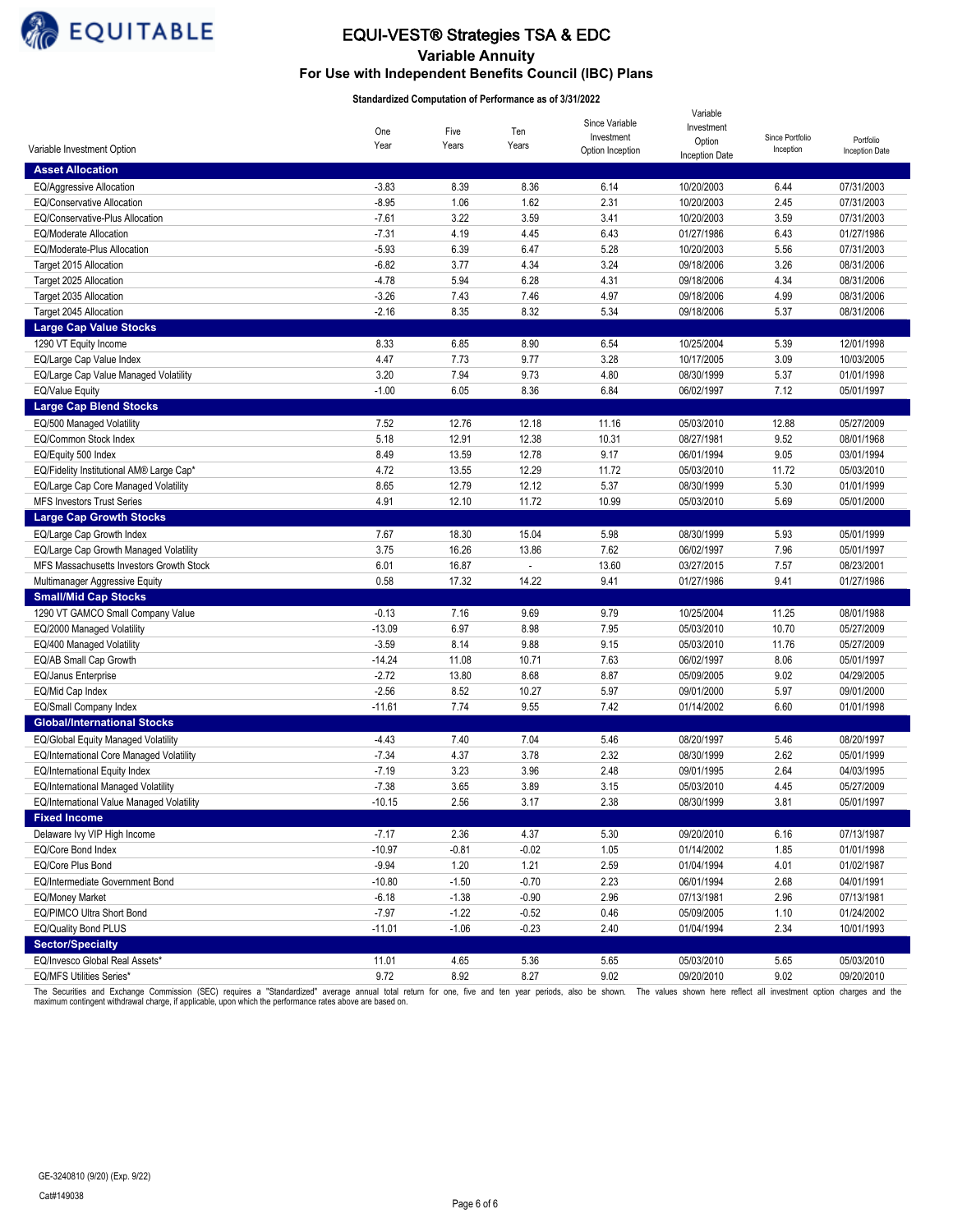EQUITABLE

# EQUI-VEST® Strategies TSA & EDC

## Variable Annuity

### For Use with Independent Benefits Council (IBC) Plans

**Standardized Computation of Performance as of 3/31/2022**

| Variable Investment Option | One Year | Five Years | Ten Years | Since Variable Investment Option Inception | Variable Investment Option Inception Date | Since Portfolio Inception | Portfolio Inception Date |
|---|---|---|---|---|---|---|---|
| **Asset Allocation** | | | | | | | |
| EQ/Aggressive Allocation | -3.83 | 8.39 | 8.36 | 6.14 | 10/20/2003 | 6.44 | 07/31/2003 |
| EQ/Conservative Allocation | -8.95 | 1.06 | 1.62 | 2.31 | 10/20/2003 | 2.45 | 07/31/2003 |
| EQ/Conservative-Plus Allocation | -7.61 | 3.22 | 3.59 | 3.41 | 10/20/2003 | 3.59 | 07/31/2003 |
| EQ/Moderate Allocation | -7.31 | 4.19 | 4.45 | 6.43 | 01/27/1986 | 6.43 | 01/27/1986 |
| EQ/Moderate-Plus Allocation | -5.93 | 6.39 | 6.47 | 5.28 | 10/20/2003 | 5.56 | 07/31/2003 |
| Target 2015 Allocation | -6.82 | 3.77 | 4.34 | 3.24 | 09/18/2006 | 3.26 | 08/31/2006 |
| Target 2025 Allocation | -4.78 | 5.94 | 6.28 | 4.31 | 09/18/2006 | 4.34 | 08/31/2006 |
| Target 2035 Allocation | -3.26 | 7.43 | 7.46 | 4.97 | 09/18/2006 | 4.99 | 08/31/2006 |
| Target 2045 Allocation | -2.16 | 8.35 | 8.32 | 5.34 | 09/18/2006 | 5.37 | 08/31/2006 |
| **Large Cap Value Stocks** | | | | | | | |
| 1290 VT Equity Income | 8.33 | 6.85 | 8.90 | 6.54 | 10/25/2004 | 5.39 | 12/01/1998 |
| EQ/Large Cap Value Index | 4.47 | 7.73 | 9.77 | 3.28 | 10/17/2005 | 3.09 | 10/03/2005 |
| EQ/Large Cap Value Managed Volatility | 3.20 | 7.94 | 9.73 | 4.80 | 08/30/1999 | 5.37 | 01/01/1998 |
| EQ/Value Equity | -1.00 | 6.05 | 8.36 | 6.84 | 06/02/1997 | 7.12 | 05/01/1997 |
| **Large Cap Blend Stocks** | | | | | | | |
| EQ/500 Managed Volatility | 7.52 | 12.76 | 12.18 | 11.16 | 05/03/2010 | 12.88 | 05/27/2009 |
| EQ/Common Stock Index | 5.18 | 12.91 | 12.38 | 10.31 | 08/27/1981 | 9.52 | 08/01/1968 |
| EQ/Equity 500 Index | 8.49 | 13.59 | 12.78 | 9.17 | 06/01/1994 | 9.05 | 03/01/1994 |
| EQ/Fidelity Institutional AM® Large Cap* | 4.72 | 13.55 | 12.29 | 11.72 | 05/03/2010 | 11.72 | 05/03/2010 |
| EQ/Large Cap Core Managed Volatility | 8.65 | 12.79 | 12.12 | 5.37 | 08/30/1999 | 5.30 | 01/01/1999 |
| MFS Investors Trust Series | 4.91 | 12.10 | 11.72 | 10.99 | 05/03/2010 | 5.69 | 05/01/2000 |
| **Large Cap Growth Stocks** | | | | | | | |
| EQ/Large Cap Growth Index | 7.67 | 18.30 | 15.04 | 5.98 | 08/30/1999 | 5.93 | 05/01/1999 |
| EQ/Large Cap Growth Managed Volatility | 3.75 | 16.26 | 13.86 | 7.62 | 06/02/1997 | 7.96 | 05/01/1997 |
| MFS Massachusetts Investors Growth Stock | 6.01 | 16.87 | - | 13.60 | 03/27/2015 | 7.57 | 08/23/2001 |
| Multimanager Aggressive Equity | 0.58 | 17.32 | 14.22 | 9.41 | 01/27/1986 | 9.41 | 01/27/1986 |
| **Small/Mid Cap Stocks** | | | | | | | |
| 1290 VT GAMCO Small Company Value | -0.13 | 7.16 | 9.69 | 9.79 | 10/25/2004 | 11.25 | 08/01/1988 |
| EQ/2000 Managed Volatility | -13.09 | 6.97 | 8.98 | 7.95 | 05/03/2010 | 10.70 | 05/27/2009 |
| EQ/400 Managed Volatility | -3.59 | 8.14 | 9.88 | 9.15 | 05/03/2010 | 11.76 | 05/27/2009 |
| EQ/AB Small Cap Growth | -14.24 | 11.08 | 10.71 | 7.63 | 06/02/1997 | 8.06 | 05/01/1997 |
| EQ/Janus Enterprise | -2.72 | 13.80 | 8.68 | 8.87 | 05/09/2005 | 9.02 | 04/29/2005 |
| EQ/Mid Cap Index | -2.56 | 8.52 | 10.27 | 5.97 | 09/01/2000 | 5.97 | 09/01/2000 |
| EQ/Small Company Index | -11.61 | 7.74 | 9.55 | 7.42 | 01/14/2002 | 6.60 | 01/01/1998 |
| **Global/International Stocks** | | | | | | | |
| EQ/Global Equity Managed Volatility | -4.43 | 7.40 | 7.04 | 5.46 | 08/20/1997 | 5.46 | 08/20/1997 |
| EQ/International Core Managed Volatility | -7.34 | 4.37 | 3.78 | 2.32 | 08/30/1999 | 2.62 | 05/01/1999 |
| EQ/International Equity Index | -7.19 | 3.23 | 3.96 | 2.48 | 09/01/1995 | 2.64 | 04/03/1995 |
| EQ/International Managed Volatility | -7.38 | 3.65 | 3.89 | 3.15 | 05/03/2010 | 4.45 | 05/27/2009 |
| EQ/International Value Managed Volatility | -10.15 | 2.56 | 3.17 | 2.38 | 08/30/1999 | 3.81 | 05/01/1997 |
| **Fixed Income** | | | | | | | |
| Delaware Ivy VIP High Income | -7.17 | 2.36 | 4.37 | 5.30 | 09/20/2010 | 6.16 | 07/13/1987 |
| EQ/Core Bond Index | -10.97 | -0.81 | -0.02 | 1.05 | 01/14/2002 | 1.85 | 01/01/1998 |
| EQ/Core Plus Bond | -9.94 | 1.20 | 1.21 | 2.59 | 01/04/1994 | 4.01 | 01/02/1987 |
| EQ/Intermediate Government Bond | -10.80 | -1.50 | -0.70 | 2.23 | 06/01/1994 | 2.68 | 04/01/1991 |
| EQ/Money Market | -6.18 | -1.38 | -0.90 | 2.96 | 07/13/1981 | 2.96 | 07/13/1981 |
| EQ/PIMCO Ultra Short Bond | -7.97 | -1.22 | -0.52 | 0.46 | 05/09/2005 | 1.10 | 01/24/2002 |
| EQ/Quality Bond PLUS | -11.01 | -1.06 | -0.23 | 2.40 | 01/04/1994 | 2.34 | 10/01/1993 |
| **Sector/Specialty** | | | | | | | |
| EQ/Invesco Global Real Assets* | 11.01 | 4.65 | 5.36 | 5.65 | 05/03/2010 | 5.65 | 05/03/2010 |
| EQ/MFS Utilities Series* | 9.72 | 8.92 | 8.27 | 9.02 | 09/20/2010 | 9.02 | 09/20/2010 |

The Securities and Exchange Commission (SEC) requires a "Standardized" average annual total return for one, five and ten year periods, also be shown. The values shown here reflect all investment option charges and the maximum contingent withdrawal charge, if applicable, upon which the performance rates above are based on.

GE-3240810 (9/20) (Exp. 9/22)

Cat#149038